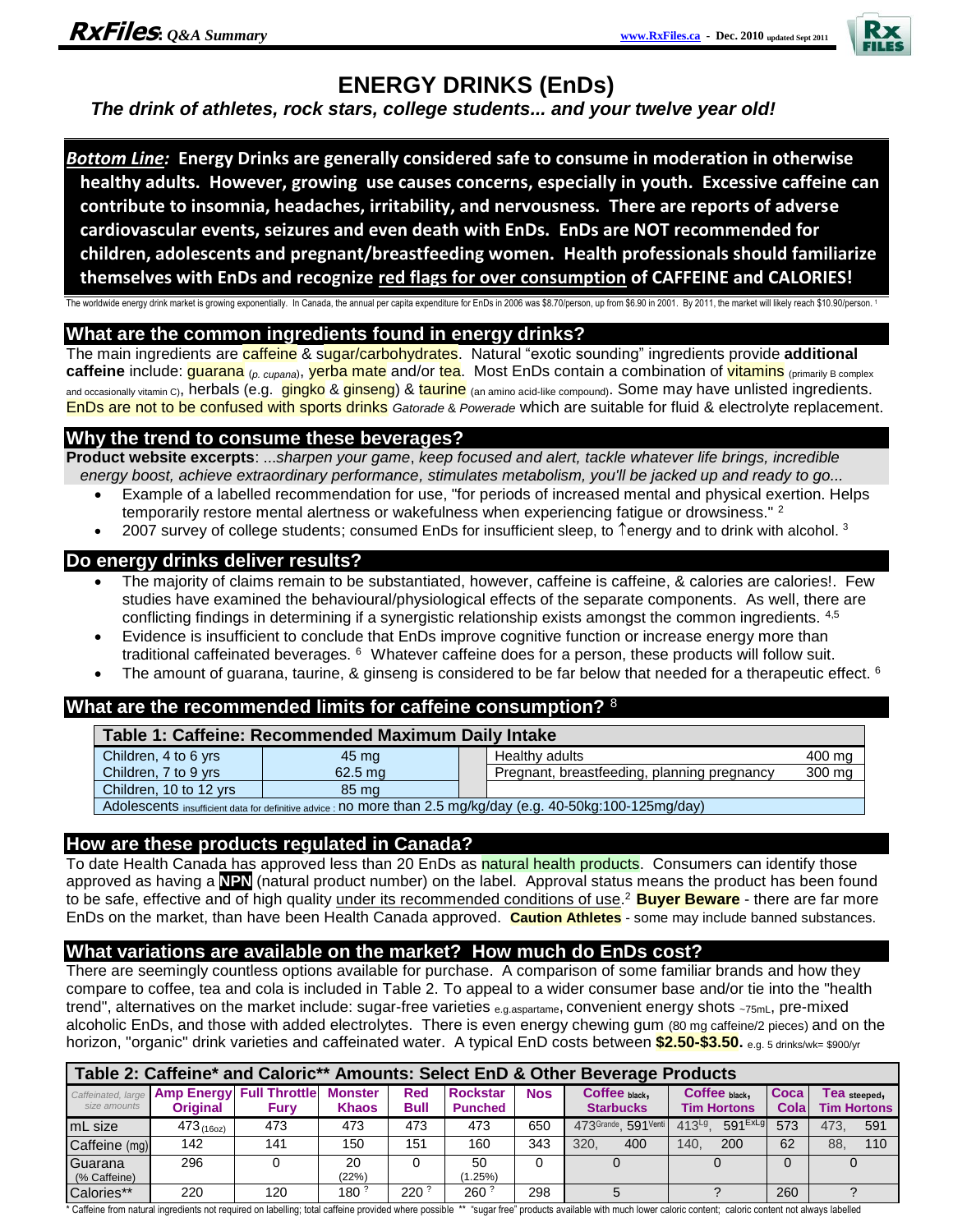# ENERGY DRINKS (EnDs)

***The drink of athletes, rock stars, college students... and your twelve year old!***

***Bottom Line:*** **Energy Drinks are generally considered safe to consume in moderation in otherwise healthy adults. However, growing use causes concerns, especially in youth. Excessive caffeine can contribute to insomnia, headaches, irritability, and nervousness. There are reports of adverse cardiovascular events, seizures and even death with EnDs. EnDs are NOT recommended for children, adolescents and pregnant/breastfeeding women. Health professionals should familiarize themselves with EnDs and recognize red flags for over consumption of CAFFEINE and CALORIES!**

The worldwide energy drink market is growing exponentially. In Canada, the annual per capita expenditure for EnDs in 2006 was $8.70/person, up from $6.90 in 2001. By 2011, the market will likely reach $10.90/person. [1]

## What are the common ingredients found in energy drinks?

The main ingredients are caffeine & sugar/carbohydrates. Natural "exotic sounding" ingredients provide **additional caffeine** include: guarana (*p. cupana*), yerba mate and/or tea. Most EnDs contain a combination of vitamins (primarily B complex and occasionally vitamin C), herbals (e.g. gingko & ginseng) & taurine (an amino acid-like compound). Some may have unlisted ingredients. EnDs are not to be confused with sports drinks *Gatorade* & *Powerade* which are suitable for fluid & electrolyte replacement.

## Why the trend to consume these beverages?

**Product website excerpts**: *...sharpen your game*, *keep focused and alert, tackle whatever life brings, incredible energy boost, achieve extraordinary performance, stimulates metabolism, you'll be jacked up and ready to go...*

- Example of a labelled recommendation for use, "for periods of increased mental and physical exertion. Helps temporarily restore mental alertness or wakefulness when experiencing fatigue or drowsiness." [2]
- 2007 survey of college students; consumed EnDs for insufficient sleep, to ↑energy and to drink with alcohol. [3]

## Do energy drinks deliver results?

- The majority of claims remain to be substantiated, however, caffeine is caffeine, & calories are calories!. Few studies have examined the behavioural/physiological effects of the separate components. As well, there are conflicting findings in determining if a synergistic relationship exists amongst the common ingredients. [4,5]
- Evidence is insufficient to conclude that EnDs improve cognitive function or increase energy more than traditional caffeinated beverages. [6] Whatever caffeine does for a person, these products will follow suit.
- The amount of guarana, taurine, & ginseng is considered to be far below that needed for a therapeutic effect. [6]

## What are the recommended limits for caffeine consumption? [8]

| Table 1: Caffeine: Recommended Maximum Daily Intake | | | |
|---|---|---|---|
| Children, 4 to 6 yrs | 45 mg | Healthy adults | 400 mg |
| Children, 7 to 9 yrs | 62.5 mg | Pregnant, breastfeeding, planning pregnancy | 300 mg |
| Children, 10 to 12 yrs | 85 mg | | |
| Adolescents insufficient data for definitive advice : no more than 2.5 mg/kg/day (e.g. 40-50kg:100-125mg/day) | | | |

## How are these products regulated in Canada?

To date Health Canada has approved less than 20 EnDs as natural health products. Consumers can identify those approved as having a **NPN** (natural product number) on the label. Approval status means the product has been found to be safe, effective and of high quality under its recommended conditions of use.[2] **Buyer Beware** - there are far more EnDs on the market, than have been Health Canada approved. **Caution Athletes** - some may include banned substances.

## What variations are available on the market? How much do EnDs cost?

There are seemingly countless options available for purchase. A comparison of some familiar brands and how they compare to coffee, tea and cola is included in Table 2. To appeal to a wider consumer base and/or tie into the "health trend", alternatives on the market include: sugar-free varieties e.g.aspartame, convenient energy shots ~75mL, pre-mixed alcoholic EnDs, and those with added electrolytes. There is even energy chewing gum (80 mg caffeine/2 pieces) and on the horizon, "organic" drink varieties and caffeinated water. A typical EnD costs between **$2.50-$3.50.** e.g. 5 drinks/wk= $900/yr

| Table 2: Caffeine* and Caloric** Amounts: Select EnD & Other Beverage Products | | | | | | | | | | |
|---|---|---|---|---|---|---|---|---|---|---|
| Caffeinated, large size amounts | **Amp Energy Original** | **Full Throttle Fury** | **Monster Khaos** | **Red Bull** | **Rockstar Punched** | **Nos** | **Coffee black, Starbucks** | **Coffee black, Tim Hortons** | **Coca Cola** | **Tea steeped, Tim Hortons** |
| mL size | 473 (16oz) | 473 | 473 | 473 | 473 | 650 | 473 Grande, 591 Venti | 413 Lg, 591 ExLg | 573 | 473, 591 |
| Caffeine (mg) | 142 | 141 | 150 | 151 | 160 | 343 | 320, 400 | 140, 200 | 62 | 88, 110 |
| Guarana (% Caffeine) | 296 | 0 | 20 (22%) | 0 | 50 (1.25%) | 0 | 0 | 0 | 0 | 0 |
| Calories** | 220 | 120 | 180 ? | 220 ? | 260 ? | 298 | 5 | ? | 260 | ? |

\* Caffeine from natural ingredients not required on labelling; total caffeine provided where possible ** "sugar free" products available with much lower caloric content; caloric content not always labelled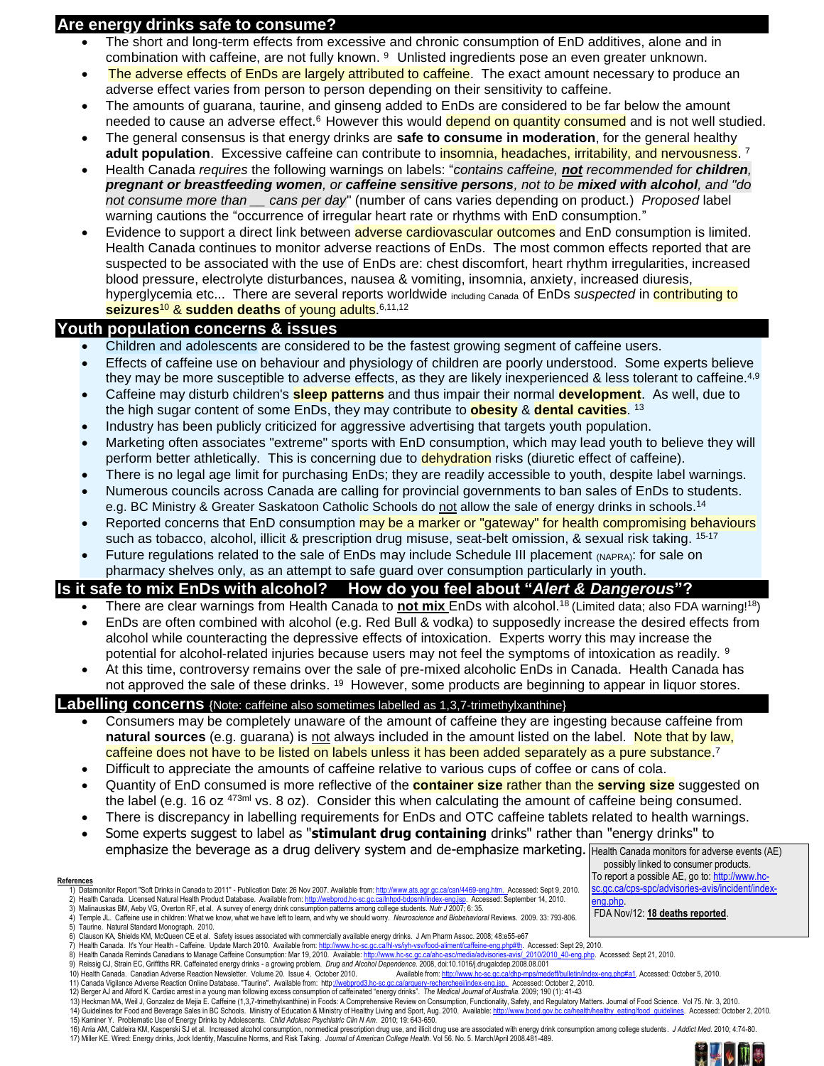## Are energy drinks safe to consume?

- The short and long-term effects from excessive and chronic consumption of EnD additives, alone and in combination with caffeine, are not fully known. [9] Unlisted ingredients pose an even greater unknown.
- The adverse effects of EnDs are largely attributed to caffeine. The exact amount necessary to produce an adverse effect varies from person to person depending on their sensitivity to caffeine.
- The amounts of guarana, taurine, and ginseng added to EnDs are considered to be far below the amount needed to cause an adverse effect.[6] However this would depend on quantity consumed and is not well studied.
- The general consensus is that energy drinks are **safe to consume in moderation**, for the general healthy **adult population**. Excessive caffeine can contribute to insomnia, headaches, irritability, and nervousness. [7]
- Health Canada *requires* the following warnings on labels: "*contains caffeine, **not** recommended for **children**, **pregnant or breastfeeding women**, or **caffeine sensitive persons**, not to be **mixed with alcohol**, and "do not consume more than __ cans per day*" (number of cans varies depending on product.) *Proposed* label warning cautions the "occurrence of irregular heart rate or rhythms with EnD consumption."
- Evidence to support a direct link between adverse cardiovascular outcomes and EnD consumption is limited. Health Canada continues to monitor adverse reactions of EnDs. The most common effects reported that are suspected to be associated with the use of EnDs are: chest discomfort, heart rhythm irregularities, increased blood pressure, electrolyte disturbances, nausea & vomiting, insomnia, anxiety, increased diuresis, hyperglycemia etc... There are several reports worldwide including Canada of EnDs *suspected* in contributing to **seizures**[10] & **sudden deaths** of young adults.[6,11,12]

## Youth population concerns & issues

- Children and adolescents are considered to be the fastest growing segment of caffeine users.
- Effects of caffeine use on behaviour and physiology of children are poorly understood. Some experts believe they may be more susceptible to adverse effects, as they are likely inexperienced & less tolerant to caffeine.[4,9]
- Caffeine may disturb children's **sleep patterns** and thus impair their normal **development**. As well, due to the high sugar content of some EnDs, they may contribute to **obesity** & **dental cavities**. [13]
- Industry has been publicly criticized for aggressive advertising that targets youth population.
- Marketing often associates "extreme" sports with EnD consumption, which may lead youth to believe they will perform better athletically. This is concerning due to dehydration risks (diuretic effect of caffeine).
- There is no legal age limit for purchasing EnDs; they are readily accessible to youth, despite label warnings.
- Numerous councils across Canada are calling for provincial governments to ban sales of EnDs to students. e.g. BC Ministry & Greater Saskatoon Catholic Schools do not allow the sale of energy drinks in schools.[14]
- Reported concerns that EnD consumption may be a marker or "gateway" for health compromising behaviours such as tobacco, alcohol, illicit & prescription drug misuse, seat-belt omission, & sexual risk taking. [15-17]
- Future regulations related to the sale of EnDs may include Schedule III placement (NAPRA): for sale on pharmacy shelves only, as an attempt to safe guard over consumption particularly in youth.

## Is it safe to mix EnDs with alcohol? How do you feel about "*Alert & Dangerous*"?

- There are clear warnings from Health Canada to **not mix** EnDs with alcohol.[18] (Limited data; also FDA warning![18])
- EnDs are often combined with alcohol (e.g. Red Bull & vodka) to supposedly increase the desired effects from alcohol while counteracting the depressive effects of intoxication. Experts worry this may increase the potential for alcohol-related injuries because users may not feel the symptoms of intoxication as readily. [9]
- At this time, controversy remains over the sale of pre-mixed alcoholic EnDs in Canada. Health Canada has not approved the sale of these drinks. [19] However, some products are beginning to appear in liquor stores.

## Labelling concerns {Note: caffeine also sometimes labelled as 1,3,7-trimethylxanthine}

- Consumers may be completely unaware of the amount of caffeine they are ingesting because caffeine from **natural sources** (e.g. guarana) is not always included in the amount listed on the label. Note that by law, caffeine does not have to be listed on labels unless it has been added separately as a pure substance.[7]
- Difficult to appreciate the amounts of caffeine relative to various cups of coffee or cans of cola.
- Quantity of EnD consumed is more reflective of the **container size** rather than the **serving size** suggested on the label (e.g. 16 oz 473ml vs. 8 oz). Consider this when calculating the amount of caffeine being consumed.
- There is discrepancy in labelling requirements for EnDs and OTC caffeine tablets related to health warnings.
- Some experts suggest to label as "**stimulant drug containing** drinks" rather than "energy drinks" to emphasize the beverage as a drug delivery system and de-emphasize marketing.

Health Canada monitors for adverse events (AE) possibly linked to consumer products. To report a possible AE, go to: http://www.hc-sc.gc.ca/cps-spc/advisories-avis/incident/index-eng.php.
FDA Nov/12: **18 deaths reported**.

**References**

1) Datamonitor Report "Soft Drinks in Canada to 2011" - Publication Date: 26 Nov 2007. Available from: http://www.ats.agr.gc.ca/can/4469-eng.htm. Accessed: Sept 9, 2010.
2) Health Canada. Licensed Natural Health Product Database. Available from: http://webprod.hc-sc.gc.ca/lnhpd-bdpsnh/index-eng.jsp. Accessed: September 14, 2010.
3) Malinauskas BM, Aeby VG, Overton RF, et al. A survey of energy drink consumption patterns among college students. *Nutr J* 2007; 6: 35.
4) Temple JL. Caffeine use in children: What we know, what we have left to learn, and why we should worry. *Neuroscience and Biobehavioral* Reviews. 2009. 33: 793-806.
5) Taurine. Natural Standard Monograph. 2010.
6) Clauson KA, Shields KM, McQueen CE et al. Safety issues associated with commercially available energy drinks. J Am Pharm Assoc. 2008; 48:e55-e67
7) Health Canada. It's Your Health - Caffeine. Update March 2010. Available from: http://www.hc-sc.gc.ca/hl-vs/iyh-vsv/food-aliment/caffeine-eng.php#th. Accessed: Sept 29, 2010.
8) Health Canada Reminds Canadians to Manage Caffeine Consumption: Mar 19, 2010. Available: http://www.hc-sc.gc.ca/ahc-asc/media/advisories-avis/_2010/2010_40-eng.php. Accessed: Sept 21, 2010.
9) Reissig CJ, Strain EC, Griffiths RR. Caffeinated energy drinks - a growing problem. *Drug and Alcohol Dependence*. 2008, doi:10.1016/j.drugalcdep.2008.08.001
10) Health Canada. Canadian Adverse Reaction Newsletter. Volume 20. Issue 4. October 2010. Available from: http://www.hc-sc.gc.ca/dhp-mps/medeff/bulletin/index-eng.php#a1. Accessed: October 5, 2010.
11) Canada Vigilance Adverse Reaction Online Database. "Taurine". Available from: http://webprod3.hc-sc.gc.ca/arquery-rechercheei/index-eng.jsp. Accessed: October 2, 2010.
12) Berger AJ and Alford K. Cardiac arrest in a young man following excess consumption of caffeinated "energy drinks". *The Medical Journal of Australia*. 2009; 190 (1): 41-43
13) Heckman MA, Weil J, Gonzalez de Mejia E. Caffeine (1,3,7-trimethylxanthine) in Foods: A Comprehensive Review on Consumption, Functionality, Safety, and Regulatory Matters. Journal of Food Science. Vol 75. Nr. 3, 2010.
14) Guidelines for Food and Beverage Sales in BC Schools. Ministry of Education & Ministry of Healthy Living and Sport, Aug. 2010. Available: http://www.bced.gov.bc.ca/health/healthy_eating/food_guidelines. Accessed: October 2, 2010.
15) Kaminer Y. Problematic Use of Energy Drinks by Adolescents. *Child Adolesc Psychiatric Clin N Am*. 2010; 19: 643-650.
16) Arria AM, Caldeira KM, Kasperski SJ et al. Increased alcohol consumption, nonmedical prescription drug use, and illicit drug use are associated with energy drink consumption among college students. *J Addict Med*. 2010; 4:74-80.
17) Miller KE. Wired: Energy drinks, Jock Identity, Masculine Norms, and Risk Taking. *Journal of American College Health*. Vol 56. No. 5. March/April 2008.481-489.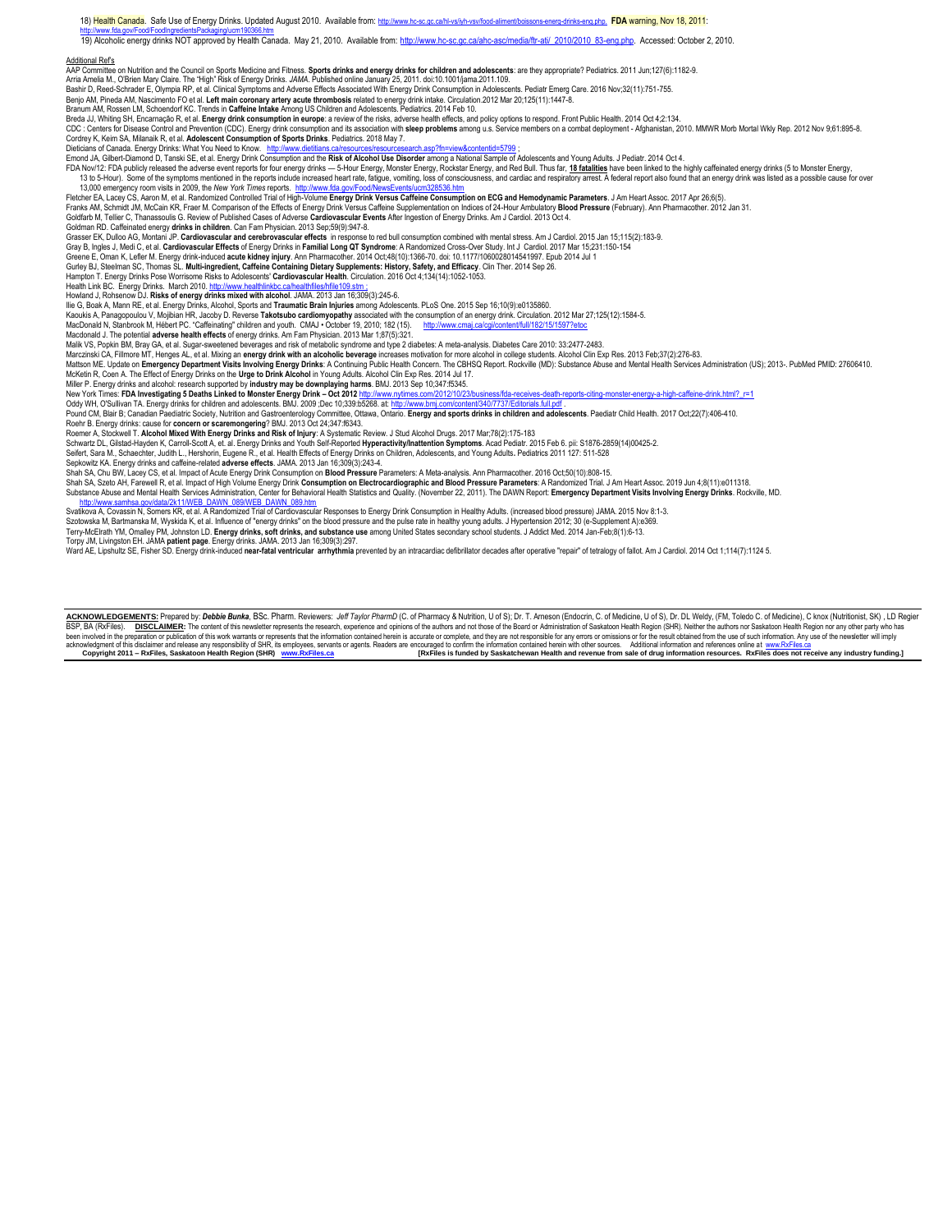18) Health Canada. Safe Use of Energy Drinks. Updated August 2010. Available from: http://www.hc-sc.gc.ca/hl-vs/iyh-vsv/food-aliment/boissons-energ-drinks-eng.php. **FDA** warning, Nov 18, 2011: http://www.fda.gov/Food/FoodIngredientsPackaging/ucm190366.htm

19) Alcoholic energy drinks NOT approved by Health Canada. May 21, 2010. Available from: http://www.hc-sc.gc.ca/ahc-asc/media/ftr-ati/_2010/2010_83-eng.php. Accessed: October 2, 2010.

## Additional Ref's

AAP Committee on Nutrition and the Council on Sports Medicine and Fitness. **Sports drinks and energy drinks for children and adolescents**: are they appropriate? Pediatrics. 2011 Jun;127(6):1182-9.

Arria Amelia M., O'Brien Mary Claire. The "High" Risk of Energy Drinks. *JAMA*. Published online January 25, 2011. doi:10.1001/jama.2011.109.

Bashir D, Reed-Schrader E, Olympia RP, et al. Clinical Symptoms and Adverse Effects Associated With Energy Drink Consumption in Adolescents. Pediatr Emerg Care. 2016 Nov;32(11):751-755.

Benjo AM, Pineda AM, Nascimento FO et al. **Left main coronary artery acute thrombosis** related to energy drink intake. Circulation.2012 Mar 20;125(11):1447-8.

Branum AM, Rossen LM, Schoendorf KC. Trends in **Caffeine Intake** Among US Children and Adolescents. Pediatrics. 2014 Feb 10.

Breda JJ, Whiting SH, Encarnação R, et al. **Energy drink consumption in europe**: a review of the risks, adverse health effects, and policy options to respond. Front Public Health. 2014 Oct 4;2:134.

CDC : Centers for Disease Control and Prevention (CDC). Energy drink consumption and its association with **sleep problems** among u.s. Service members on a combat deployment - Afghanistan, 2010. MMWR Morb Mortal Wkly Rep. 2012 Nov 9;61:895-8.

Cordrey K, Keim SA, Milanaik R, et al. **Adolescent Consumption of Sports Drinks**. Pediatrics. 2018 May 7.

Dieticians of Canada. Energy Drinks: What You Need to Know. http://www.dietitians.ca/resources/resourcesearch.asp?fn=view&contentid=5799 ;

Emond JA, Gilbert-Diamond D, Tanski SE, et al. Energy Drink Consumption and the **Risk of Alcohol Use Disorder** among a National Sample of Adolescents and Young Adults. J Pediatr. 2014 Oct 4.

FDA Nov/12: FDA publicly released the adverse event reports for four energy drinks — 5-Hour Energy, Monster Energy, Rockstar Energy, and Red Bull. Thus far, **18 fatalities** have been linked to the highly caffeinated energy drinks (5 to Monster Energy, 13 to 5-Hour). Some of the symptoms mentioned in the reports include increased heart rate, fatigue, vomiting, loss of consciousness, and cardiac and respiratory arrest. A federal report also found that an energy drink was listed as a possible cause for over 13,000 emergency room visits in 2009, the *New York Times* reports. http://www.fda.gov/Food/NewsEvents/ucm328536.htm

Fletcher EA, Lacey CS, Aaron M, et al. Randomized Controlled Trial of High-Volume **Energy Drink Versus Caffeine Consumption on ECG and Hemodynamic Parameters**. J Am Heart Assoc. 2017 Apr 26;6(5).

Franks AM, Schmidt JM, McCain KR, Fraer M. Comparison of the Effects of Energy Drink Versus Caffeine Supplementation on Indices of 24-Hour Ambulatory **Blood Pressure** (February). Ann Pharmacother. 2012 Jan 31.

Goldfarb M, Tellier C, Thanassoulis G. Review of Published Cases of Adverse **Cardiovascular Events** After Ingestion of Energy Drinks. Am J Cardiol. 2013 Oct 4.

Goldman RD. Caffeinated energy **drinks in children**. Can Fam Physician. 2013 Sep;59(9):947-8.

Grasser EK, Dulloo AG, Montani JP. **Cardiovascular and cerebrovascular effects** in response to red bull consumption combined with mental stress. Am J Cardiol. 2015 Jan 15;115(2):183-9.

Gray B, Ingles J, Medi C, et al. **Cardiovascular Effects** of Energy Drinks in **Familial Long QT Syndrome**: A Randomized Cross-Over Study. Int J Cardiol. 2017 Mar 15;231:150-154

Greene E, Oman K, Lefler M. Energy drink-induced **acute kidney injury**. Ann Pharmacother. 2014 Oct;48(10):1366-70. doi: 10.1177/1060028014541997. Epub 2014 Jul 1

Gurley BJ, Steelman SC, Thomas SL. **Multi-ingredient, Caffeine Containing Dietary Supplements: History, Safety, and Efficacy**. Clin Ther. 2014 Sep 26.

Hampton T. Energy Drinks Pose Worrisome Risks to Adolescents' **Cardiovascular Health**. Circulation. 2016 Oct 4;134(14):1052-1053.

Health Link BC. Energy Drinks. March 2010. http://www.healthlinkbc.ca/healthfiles/hfile109.stm ;

Howland J, Rohsenow DJ. **Risks of energy drinks mixed with alcohol**. JAMA. 2013 Jan 16;309(3):245-6.

Ilie G, Boak A, Mann RE, et al. Energy Drinks, Alcohol, Sports and **Traumatic Brain Injuries** among Adolescents. PLoS One. 2015 Sep 16;10(9):e0135860.

Kaoukis A, Panagopoulou V, Mojibian HR, Jacoby D. Reverse **Takotsubo cardiomyopathy** associated with the consumption of an energy drink. Circulation. 2012 Mar 27;125(12):1584-5.

MacDonald N, Stanbrook M, Hébert PC. "Caffeinating" children and youth. CMAJ • October 19, 2010; 182 (15). http://www.cmaj.ca/cgi/content/full/182/15/1597?etoc

Macdonald J. The potential **adverse health effects** of energy drinks. Am Fam Physician. 2013 Mar 1;87(5):321.

Malik VS, Popkin BM, Bray GA, et al. Sugar-sweetened beverages and risk of metabolic syndrome and type 2 diabetes: A meta-analysis. Diabetes Care 2010; 33:2477-2483.

Marczinski CA, Fillmore MT, Henges AL, et al. Mixing an **energy drink with an alcoholic beverage** increases motivation for more alcohol in college students. Alcohol Clin Exp Res. 2013 Feb;37(2):276-83.

Mattson ME. Update on **Emergency Department Visits Involving Energy Drinks**: A Continuing Public Health Concern. The CBHSQ Report. Rockville (MD): Substance Abuse and Mental Health Services Administration (US); 2013-. PubMed PMID: 27606410.

McKetin R, Coen A. The Effect of Energy Drinks on the **Urge to Drink Alcohol** in Young Adults. Alcohol Clin Exp Res. 2014 Jul 17.

Miller P. Energy drinks and alcohol: research supported by **industry may be downplaying harms**. BMJ. 2013 Sep 10;347:f5345.

New York Times: **FDA Investigating 5 Deaths Linked to Monster Energy Drink – Oct 2012** http://www.nytimes.com/2012/10/23/business/fda-receives-death-reports-citing-monster-energy-a-high-caffeine-drink.html?_r=1

Oddy WH, O'Sullivan TA. Energy drinks for children and adolescents. BMJ. 2009 ;Dec 10;339:b5268. at: http://www.bmj.com/content/340/7737/Editorials.full.pdf .

Pound CM, Blair B; Canadian Paediatric Society, Nutrition and Gastroenterology Committee, Ottawa, Ontario. **Energy and sports drinks in children and adolescents**. Paediatr Child Health. 2017 Oct;22(7):406-410.

Roehr B. Energy drinks: cause for **concern or scaremongering**? BMJ. 2013 Oct 24;347:f6343.

Roemer A, Stockwell T. **Alcohol Mixed With Energy Drinks and Risk of Injury**: A Systematic Review. J Stud Alcohol Drugs. 2017 Mar;78(2):175-183

Schwartz DL, Gilstad-Hayden K, Carroll-Scott A, et. al. Energy Drinks and Youth Self-Reported **Hyperactivity/Inattention Symptoms**. Acad Pediatr. 2015 Feb 6. pii: S1876-2859(14)00425-2.

Seifert, Sara M., Schaechter, Judith L., Hershorin, Eugene R., et al. Health Effects of Energy Drinks on Children, Adolescents, and Young Adults**.** Pediatrics 2011 127: 511-528

Sepkowitz KA. Energy drinks and caffeine-related **adverse effects**. JAMA. 2013 Jan 16;309(3):243-4.

Shah SA, Chu BW, Lacey CS, et al. Impact of Acute Energy Drink Consumption on **Blood Pressure** Parameters: A Meta-analysis. Ann Pharmacother. 2016 Oct;50(10):808-15.

Shah SA, Szeto AH, Farewell R, et al. Impact of High Volume Energy Drink **Consumption on Electrocardiographic and Blood Pressure Parameters**: A Randomized Trial. J Am Heart Assoc. 2019 Jun 4;8(11):e011318.

Substance Abuse and Mental Health Services Administration, Center for Behavioral Health Statistics and Quality. (November 22, 2011). The DAWN Report: **Emergency Department Visits Involving Energy Drinks**. Rockville, MD. http://www.samhsa.gov/data/2k11/WEB_DAWN_089/WEB_DAWN_089.htm

Svatikova A, Covassin N, Somers KR, et al. A Randomized Trial of Cardiovascular Responses to Energy Drink Consumption in Healthy Adults. (increased blood pressure) JAMA. 2015 Nov 8:1-3.

Szotowska M, Bartmanska M, Wyskida K, et al. Influence of "energy drinks" on the blood pressure and the pulse rate in healthy young adults. J Hypertension 2012; 30 (e-Supplement A):e369.

Terry-McElrath YM, Omalley PM, Johnston LD. **Energy drinks, soft drinks, and substance use** among United States secondary school students. J Addict Med. 2014 Jan-Feb;8(1):6-13.

Torpy JM, Livingston EH. JAMA **patient page**. Energy drinks. JAMA. 2013 Jan 16;309(3):297.

Ward AE, Lipshultz SE, Fisher SD. Energy drink-induced **near-fatal ventricular arrhythmia** prevented by an intracardiac defibrillator decades after operative "repair" of tetralogy of fallot. Am J Cardiol. 2014 Oct 1;114(7):1124 5.

---

**ACKNOWLEDGEMENTS:** Prepared by: ***Debbie Bunka***, BSc. Pharm. Reviewers: *Jeff Taylor PharmD* (C. of Pharmacy & Nutrition, U of S); Dr. T. Arneson (Endocrin, C. of Medicine, U of S), Dr. DL Weldy, (FM, Toledo C. of Medicine), C knox (Nutritionist, SK) , LD Regier BSP, BA (RxFiles). **DISCLAIMER:** The content of this newsletter represents the research, experience and opinions of the authors and not those of the Board or Administration of Saskatoon Health Region (SHR). Neither the authors nor Saskatoon Health Region nor any other party who has been involved in the preparation or publication of this work warrants or represents that the information contained herein is accurate or complete, and they are not responsible for any errors or omissions or for the result obtained from the use of such information. Any use of the newsletter will imply acknowledgment of this disclaimer and release any responsibility of SHR, its employees, servants or agents. Readers are encouraged to confirm the information contained herein with other sources. Additional information and references online at www.RxFiles.ca

**Copyright 2011 – RxFiles, Saskatoon Health Region (SHR) www.RxFiles.ca** **[RxFiles is funded by Saskatchewan Health and revenue from sale of drug information resources. RxFiles does not receive any industry funding.]**